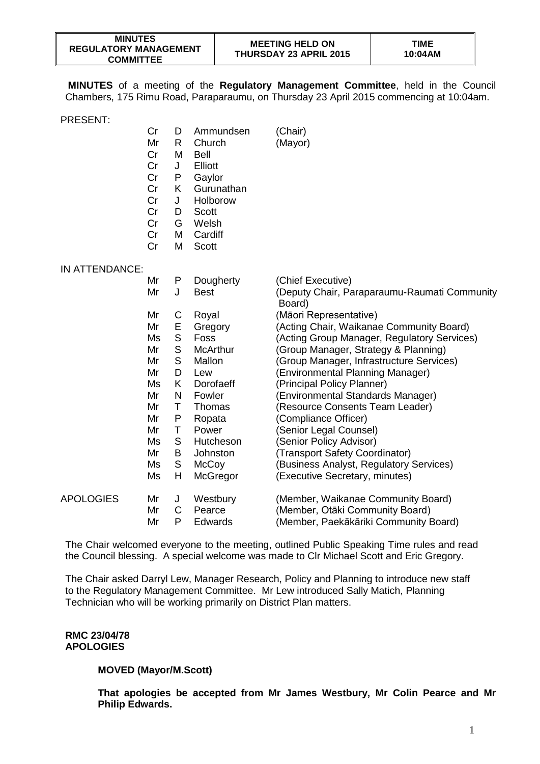| MINUTES REGULATORY MANAGEMENT COMMITTEE | MEETING HELD ON THURSDAY 23 APRIL 2015 | TIME 10:04AM |
|---|---|---|

**MINUTES** of a meeting of the **Regulatory Management Committee**, held in the Council Chambers, 175 Rimu Road, Paraparaumu, on Thursday 23 April 2015 commencing at 10:04am.

PRESENT:

| | | | |
|---|---|---|---|
| Cr | D | Ammundsen | (Chair) |
| Mr | R | Church | (Mayor) |
| Cr | M | Bell | |
| Cr | J | Elliott | |
| Cr | P | Gaylor | |
| Cr | K | Gurunathan | |
| Cr | J | Holborow | |
| Cr | D | Scott | |
| Cr | G | Welsh | |
| Cr | M | Cardiff | |
| Cr | M | Scott | |

IN ATTENDANCE:

| | | | |
|---|---|---|---|
| Mr | P | Dougherty | (Chief Executive) |
| Mr | J | Best | (Deputy Chair, Paraparaumu-Raumati Community Board) |
| Mr | C | Royal | (Māori Representative) |
| Mr | E | Gregory | (Acting Chair, Waikanae Community Board) |
| Ms | S | Foss | (Acting Group Manager, Regulatory Services) |
| Mr | S | McArthur | (Group Manager, Strategy & Planning) |
| Mr | S | Mallon | (Group Manager, Infrastructure Services) |
| Mr | D | Lew | (Environmental Planning Manager) |
| Ms | K | Dorofaeff | (Principal Policy Planner) |
| Mr | N | Fowler | (Environmental Standards Manager) |
| Mr | T | Thomas | (Resource Consents Team Leader) |
| Mr | P | Ropata | (Compliance Officer) |
| Mr | T | Power | (Senior Legal Counsel) |
| Ms | S | Hutcheson | (Senior Policy Advisor) |
| Mr | B | Johnston | (Transport Safety Coordinator) |
| Ms | S | McCoy | (Business Analyst, Regulatory Services) |
| Ms | H | McGregor | (Executive Secretary, minutes) |

APOLOGIES

| | | | |
|---|---|---|---|
| Mr | J | Westbury | (Member, Waikanae Community Board) |
| Mr | C | Pearce | (Member, Otāki Community Board) |
| Mr | P | Edwards | (Member, Paekākāriki Community Board) |

The Chair welcomed everyone to the meeting, outlined Public Speaking Time rules and read the Council blessing. A special welcome was made to Clr Michael Scott and Eric Gregory.

The Chair asked Darryl Lew, Manager Research, Policy and Planning to introduce new staff to the Regulatory Management Committee. Mr Lew introduced Sally Matich, Planning Technician who will be working primarily on District Plan matters.

**RMC 23/04/78**
**APOLOGIES**

**MOVED (Mayor/M.Scott)**

**That apologies be accepted from Mr James Westbury, Mr Colin Pearce and Mr Philip Edwards.**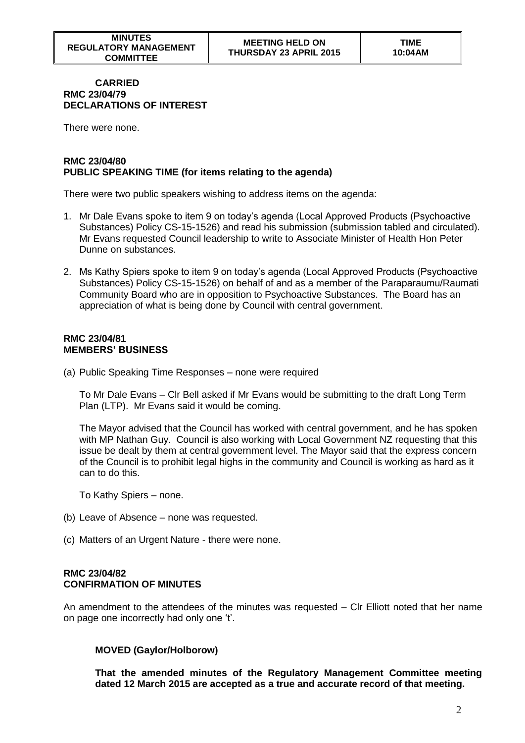**CARRIED**

**RMC 23/04/79**
**DECLARATIONS OF INTEREST**

There were none.

**RMC 23/04/80**
**PUBLIC SPEAKING TIME (for items relating to the agenda)**

There were two public speakers wishing to address items on the agenda:

1. Mr Dale Evans spoke to item 9 on today's agenda (Local Approved Products (Psychoactive Substances) Policy CS-15-1526) and read his submission (submission tabled and circulated). Mr Evans requested Council leadership to write to Associate Minister of Health Hon Peter Dunne on substances.

2. Ms Kathy Spiers spoke to item 9 on today's agenda (Local Approved Products (Psychoactive Substances) Policy CS-15-1526) on behalf of and as a member of the Paraparaumu/Raumati Community Board who are in opposition to Psychoactive Substances. The Board has an appreciation of what is being done by Council with central government.

**RMC 23/04/81**
**MEMBERS' BUSINESS**

(a) Public Speaking Time Responses – none were required

To Mr Dale Evans – Clr Bell asked if Mr Evans would be submitting to the draft Long Term Plan (LTP). Mr Evans said it would be coming.

The Mayor advised that the Council has worked with central government, and he has spoken with MP Nathan Guy. Council is also working with Local Government NZ requesting that this issue be dealt by them at central government level. The Mayor said that the express concern of the Council is to prohibit legal highs in the community and Council is working as hard as it can to do this.

To Kathy Spiers – none.

(b) Leave of Absence – none was requested.

(c) Matters of an Urgent Nature - there were none.

**RMC 23/04/82**
**CONFIRMATION OF MINUTES**

An amendment to the attendees of the minutes was requested – Clr Elliott noted that her name on page one incorrectly had only one 't'.

**MOVED (Gaylor/Holborow)**

**That the amended minutes of the Regulatory Management Committee meeting dated 12 March 2015 are accepted as a true and accurate record of that meeting.**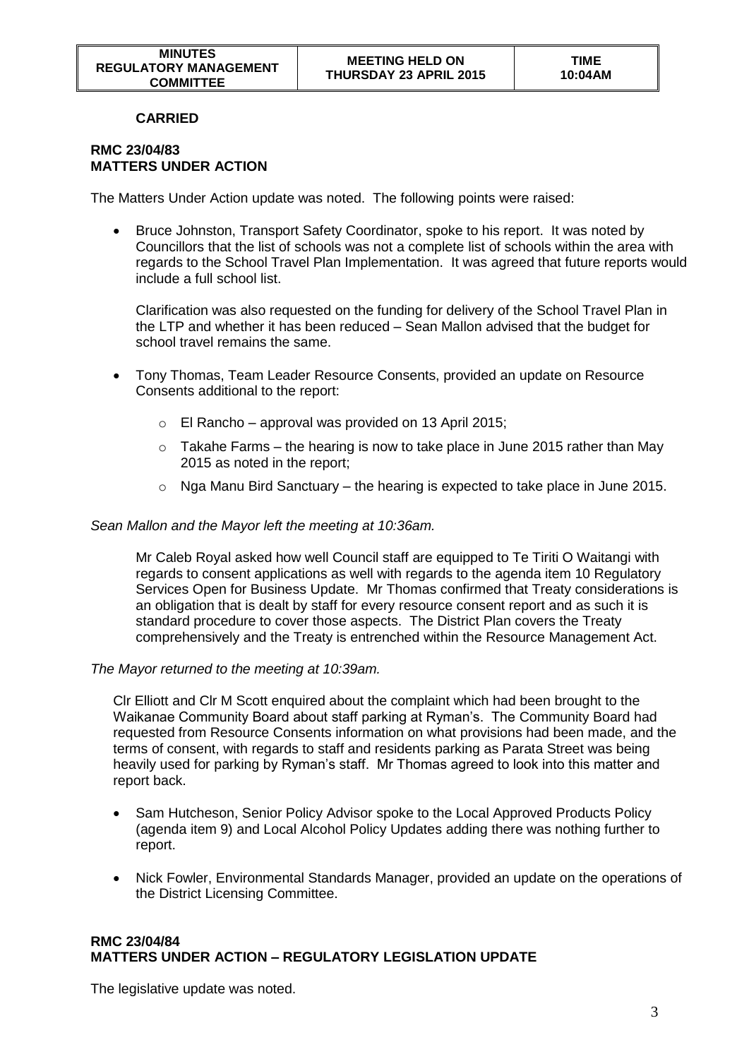**CARRIED**

**RMC 23/04/83**
**MATTERS UNDER ACTION**

The Matters Under Action update was noted. The following points were raised:

- Bruce Johnston, Transport Safety Coordinator, spoke to his report. It was noted by Councillors that the list of schools was not a complete list of schools within the area with regards to the School Travel Plan Implementation. It was agreed that future reports would include a full school list.

  Clarification was also requested on the funding for delivery of the School Travel Plan in the LTP and whether it has been reduced – Sean Mallon advised that the budget for school travel remains the same.

- Tony Thomas, Team Leader Resource Consents, provided an update on Resource Consents additional to the report:

  - El Rancho – approval was provided on 13 April 2015;
  - Takahe Farms – the hearing is now to take place in June 2015 rather than May 2015 as noted in the report;
  - Nga Manu Bird Sanctuary – the hearing is expected to take place in June 2015.

*Sean Mallon and the Mayor left the meeting at 10:36am.*

Mr Caleb Royal asked how well Council staff are equipped to Te Tiriti O Waitangi with regards to consent applications as well with regards to the agenda item 10 Regulatory Services Open for Business Update. Mr Thomas confirmed that Treaty considerations is an obligation that is dealt by staff for every resource consent report and as such it is standard procedure to cover those aspects. The District Plan covers the Treaty comprehensively and the Treaty is entrenched within the Resource Management Act.

*The Mayor returned to the meeting at 10:39am.*

Clr Elliott and Clr M Scott enquired about the complaint which had been brought to the Waikanae Community Board about staff parking at Ryman's. The Community Board had requested from Resource Consents information on what provisions had been made, and the terms of consent, with regards to staff and residents parking as Parata Street was being heavily used for parking by Ryman's staff. Mr Thomas agreed to look into this matter and report back.

- Sam Hutcheson, Senior Policy Advisor spoke to the Local Approved Products Policy (agenda item 9) and Local Alcohol Policy Updates adding there was nothing further to report.

- Nick Fowler, Environmental Standards Manager, provided an update on the operations of the District Licensing Committee.

**RMC 23/04/84**
**MATTERS UNDER ACTION – REGULATORY LEGISLATION UPDATE**

The legislative update was noted.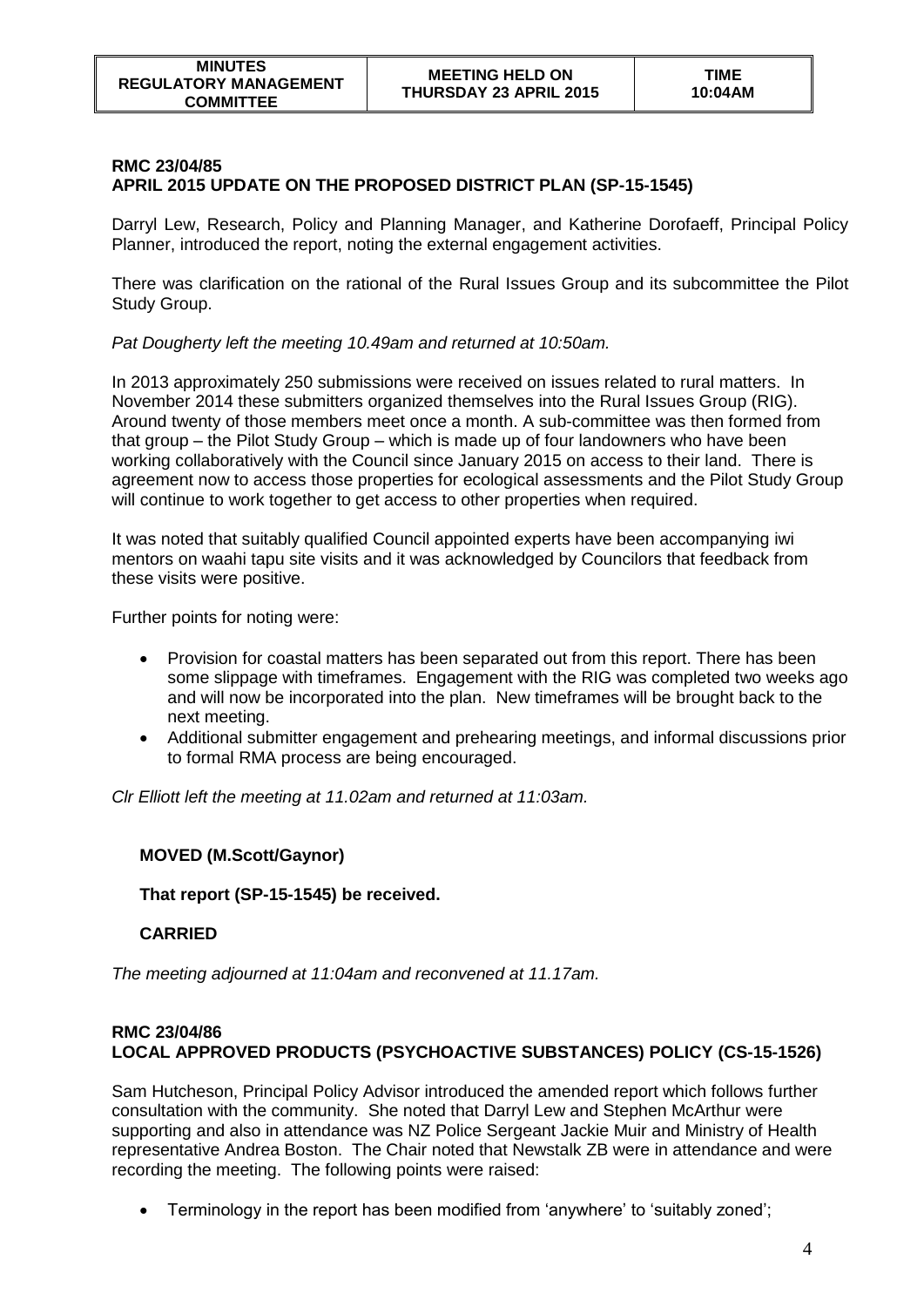**RMC 23/04/85**
**APRIL 2015 UPDATE ON THE PROPOSED DISTRICT PLAN (SP-15-1545)**

Darryl Lew, Research, Policy and Planning Manager, and Katherine Dorofaeff, Principal Policy Planner, introduced the report, noting the external engagement activities.

There was clarification on the rational of the Rural Issues Group and its subcommittee the Pilot Study Group.

*Pat Dougherty left the meeting 10.49am and returned at 10:50am.*

In 2013 approximately 250 submissions were received on issues related to rural matters. In November 2014 these submitters organized themselves into the Rural Issues Group (RIG). Around twenty of those members meet once a month. A sub-committee was then formed from that group – the Pilot Study Group – which is made up of four landowners who have been working collaboratively with the Council since January 2015 on access to their land. There is agreement now to access those properties for ecological assessments and the Pilot Study Group will continue to work together to get access to other properties when required.

It was noted that suitably qualified Council appointed experts have been accompanying iwi mentors on waahi tapu site visits and it was acknowledged by Councilors that feedback from these visits were positive.

Further points for noting were:

- Provision for coastal matters has been separated out from this report. There has been some slippage with timeframes. Engagement with the RIG was completed two weeks ago and will now be incorporated into the plan. New timeframes will be brought back to the next meeting.
- Additional submitter engagement and prehearing meetings, and informal discussions prior to formal RMA process are being encouraged.

*Clr Elliott left the meeting at 11.02am and returned at 11:03am.*

**MOVED (M.Scott/Gaynor)**

**That report (SP-15-1545) be received.**

**CARRIED**

*The meeting adjourned at 11:04am and reconvened at 11.17am.*

**RMC 23/04/86**
**LOCAL APPROVED PRODUCTS (PSYCHOACTIVE SUBSTANCES) POLICY (CS-15-1526)**

Sam Hutcheson, Principal Policy Advisor introduced the amended report which follows further consultation with the community. She noted that Darryl Lew and Stephen McArthur were supporting and also in attendance was NZ Police Sergeant Jackie Muir and Ministry of Health representative Andrea Boston. The Chair noted that Newstalk ZB were in attendance and were recording the meeting. The following points were raised:

- Terminology in the report has been modified from 'anywhere' to 'suitably zoned';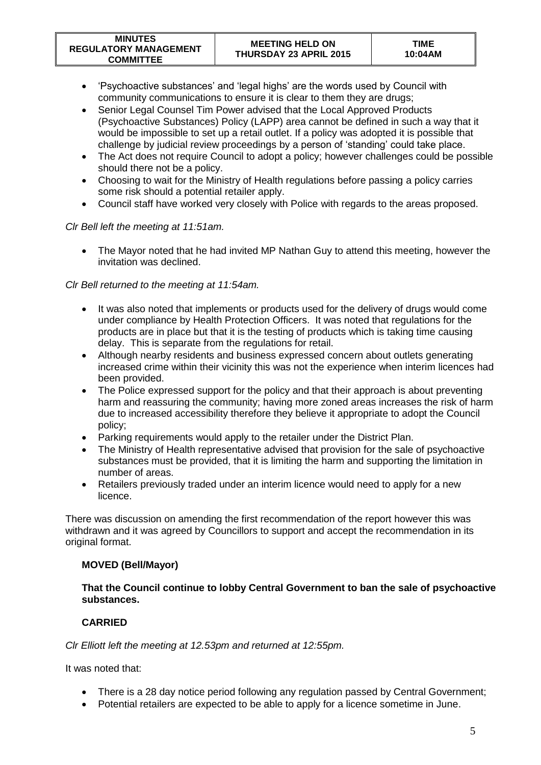- 'Psychoactive substances' and 'legal highs' are the words used by Council with community communications to ensure it is clear to them they are drugs;
- Senior Legal Counsel Tim Power advised that the Local Approved Products (Psychoactive Substances) Policy (LAPP) area cannot be defined in such a way that it would be impossible to set up a retail outlet. If a policy was adopted it is possible that challenge by judicial review proceedings by a person of 'standing' could take place.
- The Act does not require Council to adopt a policy; however challenges could be possible should there not be a policy.
- Choosing to wait for the Ministry of Health regulations before passing a policy carries some risk should a potential retailer apply.
- Council staff have worked very closely with Police with regards to the areas proposed.

*Clr Bell left the meeting at 11:51am.*

- The Mayor noted that he had invited MP Nathan Guy to attend this meeting, however the invitation was declined.

*Clr Bell returned to the meeting at 11:54am.*

- It was also noted that implements or products used for the delivery of drugs would come under compliance by Health Protection Officers. It was noted that regulations for the products are in place but that it is the testing of products which is taking time causing delay. This is separate from the regulations for retail.
- Although nearby residents and business expressed concern about outlets generating increased crime within their vicinity this was not the experience when interim licences had been provided.
- The Police expressed support for the policy and that their approach is about preventing harm and reassuring the community; having more zoned areas increases the risk of harm due to increased accessibility therefore they believe it appropriate to adopt the Council policy;
- Parking requirements would apply to the retailer under the District Plan.
- The Ministry of Health representative advised that provision for the sale of psychoactive substances must be provided, that it is limiting the harm and supporting the limitation in number of areas.
- Retailers previously traded under an interim licence would need to apply for a new licence.

There was discussion on amending the first recommendation of the report however this was withdrawn and it was agreed by Councillors to support and accept the recommendation in its original format.

**MOVED (Bell/Mayor)**

**That the Council continue to lobby Central Government to ban the sale of psychoactive substances.**

**CARRIED**

*Clr Elliott left the meeting at 12.53pm and returned at 12:55pm.*

It was noted that:

- There is a 28 day notice period following any regulation passed by Central Government;
- Potential retailers are expected to be able to apply for a licence sometime in June.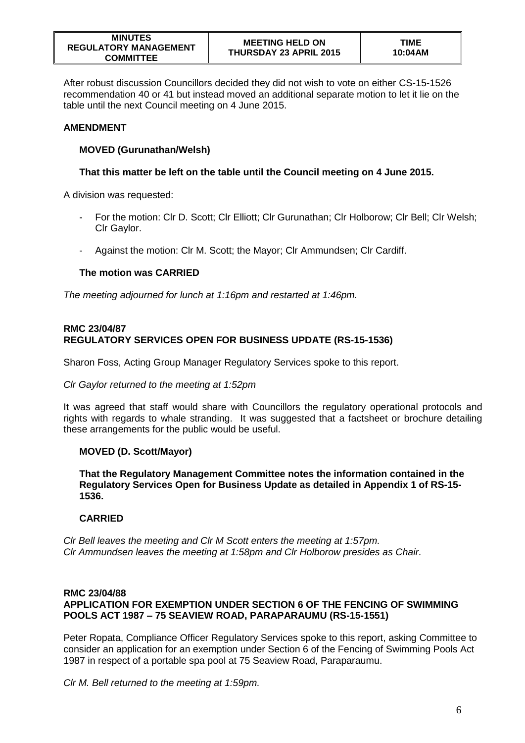After robust discussion Councillors decided they did not wish to vote on either CS-15-1526 recommendation 40 or 41 but instead moved an additional separate motion to let it lie on the table until the next Council meeting on 4 June 2015.

**AMENDMENT**

**MOVED (Gurunathan/Welsh)**

**That this matter be left on the table until the Council meeting on 4 June 2015.**

A division was requested:

- For the motion: Clr D. Scott; Clr Elliott; Clr Gurunathan; Clr Holborow; Clr Bell; Clr Welsh; Clr Gaylor.
- Against the motion: Clr M. Scott; the Mayor; Clr Ammundsen; Clr Cardiff.

**The motion was CARRIED**

*The meeting adjourned for lunch at 1:16pm and restarted at 1:46pm.*

**RMC 23/04/87**
**REGULATORY SERVICES OPEN FOR BUSINESS UPDATE (RS-15-1536)**

Sharon Foss, Acting Group Manager Regulatory Services spoke to this report.

*Clr Gaylor returned to the meeting at 1:52pm*

It was agreed that staff would share with Councillors the regulatory operational protocols and rights with regards to whale stranding. It was suggested that a factsheet or brochure detailing these arrangements for the public would be useful.

**MOVED (D. Scott/Mayor)**

**That the Regulatory Management Committee notes the information contained in the Regulatory Services Open for Business Update as detailed in Appendix 1 of RS-15-1536.**

**CARRIED**

*Clr Bell leaves the meeting and Clr M Scott enters the meeting at 1:57pm.*
*Clr Ammundsen leaves the meeting at 1:58pm and Clr Holborow presides as Chair.*

**RMC 23/04/88**
**APPLICATION FOR EXEMPTION UNDER SECTION 6 OF THE FENCING OF SWIMMING POOLS ACT 1987 – 75 SEAVIEW ROAD, PARAPARAUMU (RS-15-1551)**

Peter Ropata, Compliance Officer Regulatory Services spoke to this report, asking Committee to consider an application for an exemption under Section 6 of the Fencing of Swimming Pools Act 1987 in respect of a portable spa pool at 75 Seaview Road, Paraparaumu.

*Clr M. Bell returned to the meeting at 1:59pm.*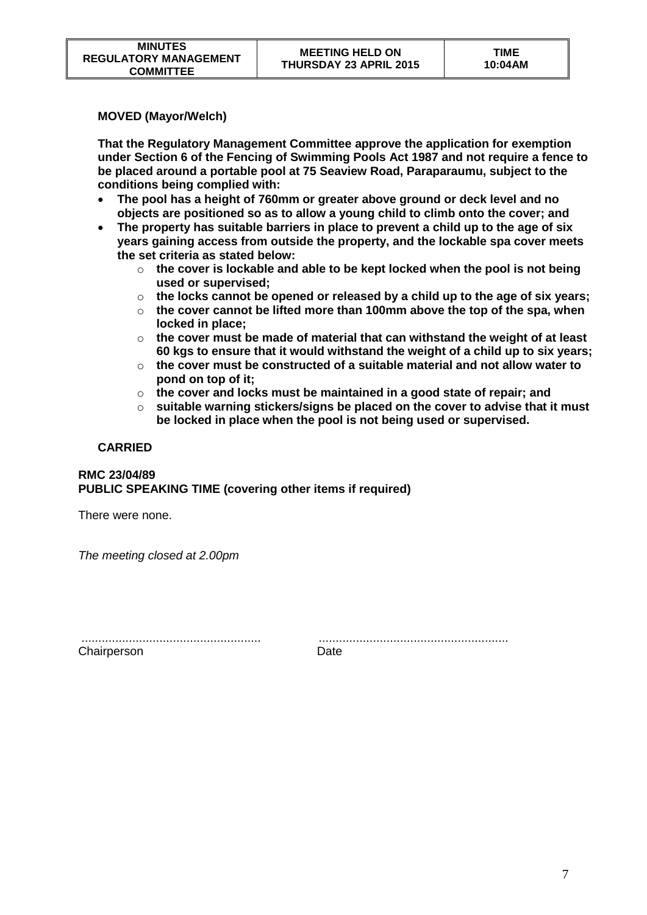**MOVED (Mayor/Welch)**

**That the Regulatory Management Committee approve the application for exemption under Section 6 of the Fencing of Swimming Pools Act 1987 and not require a fence to be placed around a portable pool at 75 Seaview Road, Paraparaumu, subject to the conditions being complied with:**

- **The pool has a height of 760mm or greater above ground or deck level and no objects are positioned so as to allow a young child to climb onto the cover; and**
- **The property has suitable barriers in place to prevent a child up to the age of six years gaining access from outside the property, and the lockable spa cover meets the set criteria as stated below:**
  - **the cover is lockable and able to be kept locked when the pool is not being used or supervised;**
  - **the locks cannot be opened or released by a child up to the age of six years;**
  - **the cover cannot be lifted more than 100mm above the top of the spa, when locked in place;**
  - **the cover must be made of material that can withstand the weight of at least 60 kgs to ensure that it would withstand the weight of a child up to six years;**
  - **the cover must be constructed of a suitable material and not allow water to pond on top of it;**
  - **the cover and locks must be maintained in a good state of repair; and**
  - **suitable warning stickers/signs be placed on the cover to advise that it must be locked in place when the pool is not being used or supervised.**

**CARRIED**

**RMC 23/04/89**
**PUBLIC SPEAKING TIME (covering other items if required)**

There were none.

*The meeting closed at 2.00pm*

.....................................................  ........................................................
Chairperson  Date